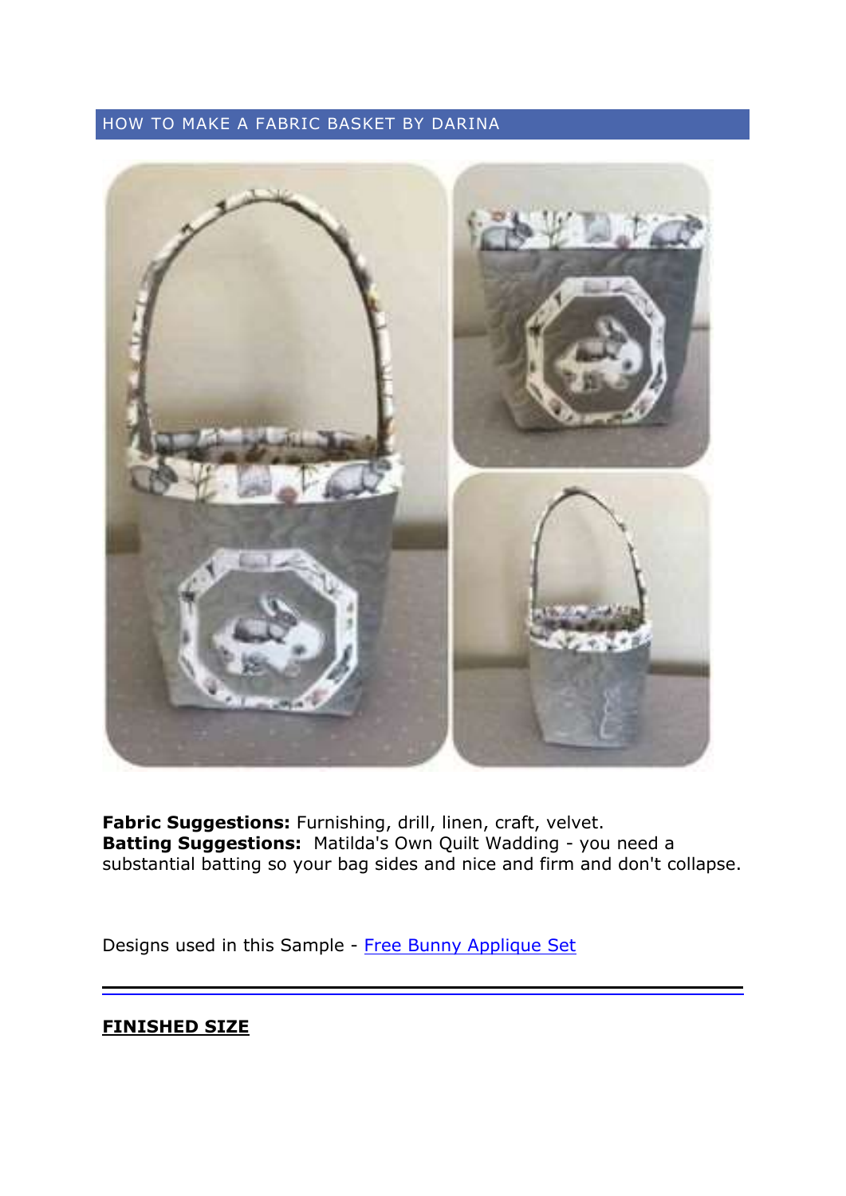# HOW TO MAKE A FABRIC BASKET BY DARINA

**Fabric Suggestions:** Furnishing, drill, linen, craft, velvet.
**Batting Suggestions:** Matilda's Own Quilt Wadding - you need a substantial batting so your bag sides and nice and firm and don't collapse.

Designs used in this Sample - [Free Bunny Applique Set]

---

**FINISHED SIZE**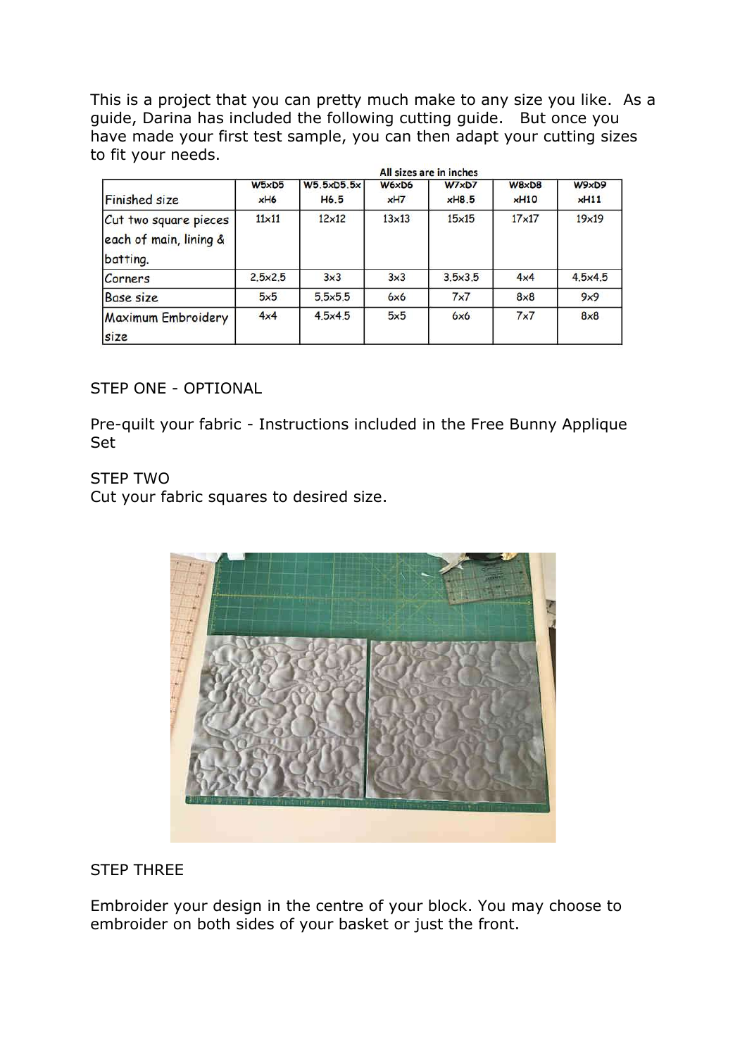This is a project that you can pretty much make to any size you like. As a guide, Darina has included the following cutting guide. But once you have made your first test sample, you can then adapt your cutting sizes to fit your needs.

All sizes are in inches

| Finished size | W5xD5 xH6 | W5.5xD5.5x H6.5 | W6xD6 xH7 | W7xD7 xH8.5 | W8xD8 xH10 | W9xD9 xH11 |
|---|---|---|---|---|---|---|
| Cut two square pieces each of main, lining & batting. | 11x11 | 12x12 | 13x13 | 15x15 | 17x17 | 19x19 |
| Corners | 2.5x2.5 | 3x3 | 3x3 | 3.5x3.5 | 4x4 | 4.5x4.5 |
| Base size | 5x5 | 5.5x5.5 | 6x6 | 7x7 | 8x8 | 9x9 |
| Maximum Embroidery size | 4x4 | 4.5x4.5 | 5x5 | 6x6 | 7x7 | 8x8 |

STEP ONE - OPTIONAL

Pre-quilt your fabric - Instructions included in the Free Bunny Applique Set

STEP TWO

Cut your fabric squares to desired size.

STEP THREE

Embroider your design in the centre of your block. You may choose to embroider on both sides of your basket or just the front.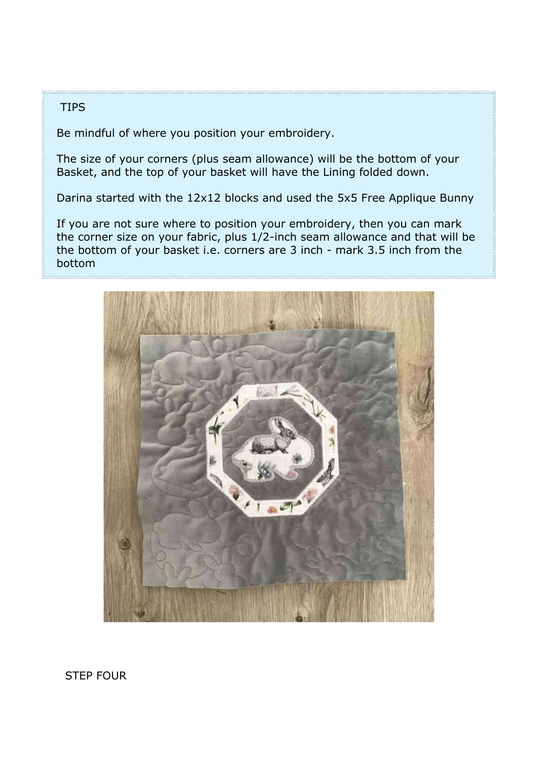TIPS

Be mindful of where you position your embroidery.

The size of your corners (plus seam allowance) will be the bottom of your Basket, and the top of your basket will have the Lining folded down.

Darina started with the 12x12 blocks and used the 5x5 Free Applique Bunny

If you are not sure where to position your embroidery, then you can mark the corner size on your fabric, plus 1/2-inch seam allowance and that will be the bottom of your basket i.e. corners are 3 inch - mark 3.5 inch from the bottom

STEP FOUR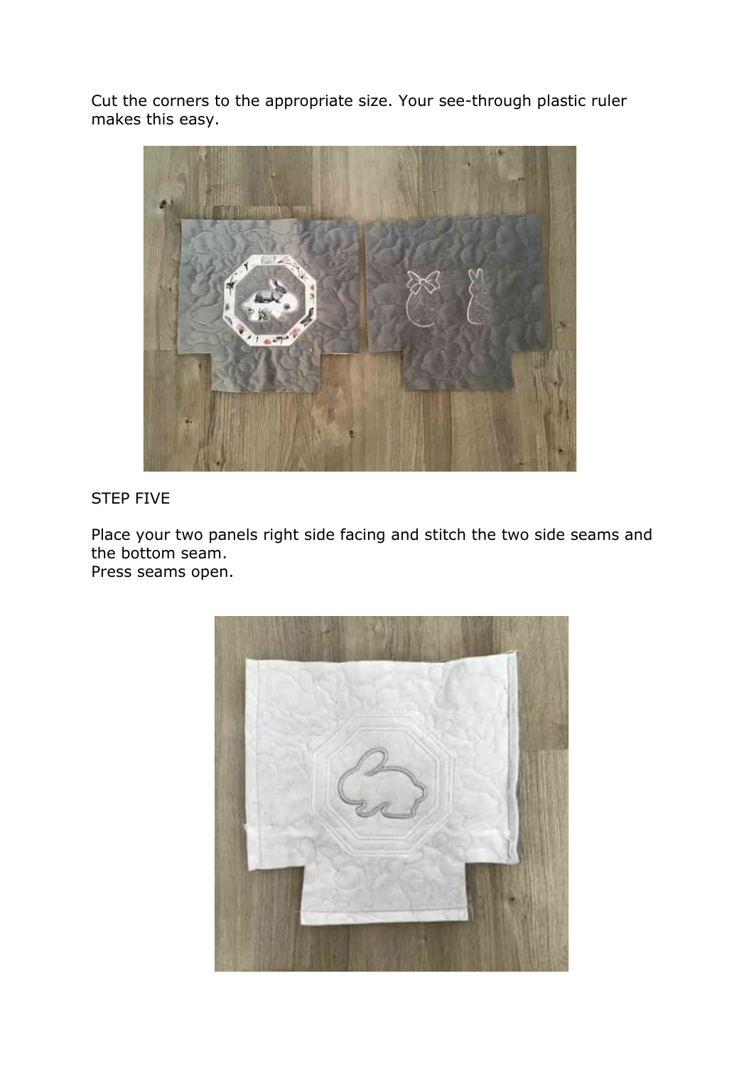Cut the corners to the appropriate size. Your see-through plastic ruler makes this easy.

STEP FIVE

Place your two panels right side facing and stitch the two side seams and the bottom seam.
Press seams open.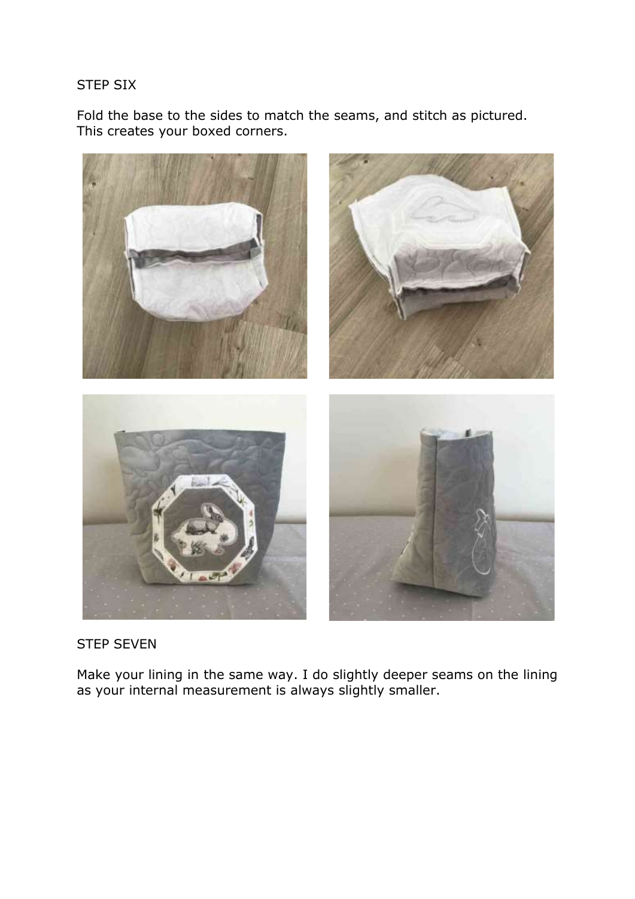## STEP SIX

Fold the base to the sides to match the seams, and stitch as pictured. This creates your boxed corners.

## STEP SEVEN

Make your lining in the same way. I do slightly deeper seams on the lining as your internal measurement is always slightly smaller.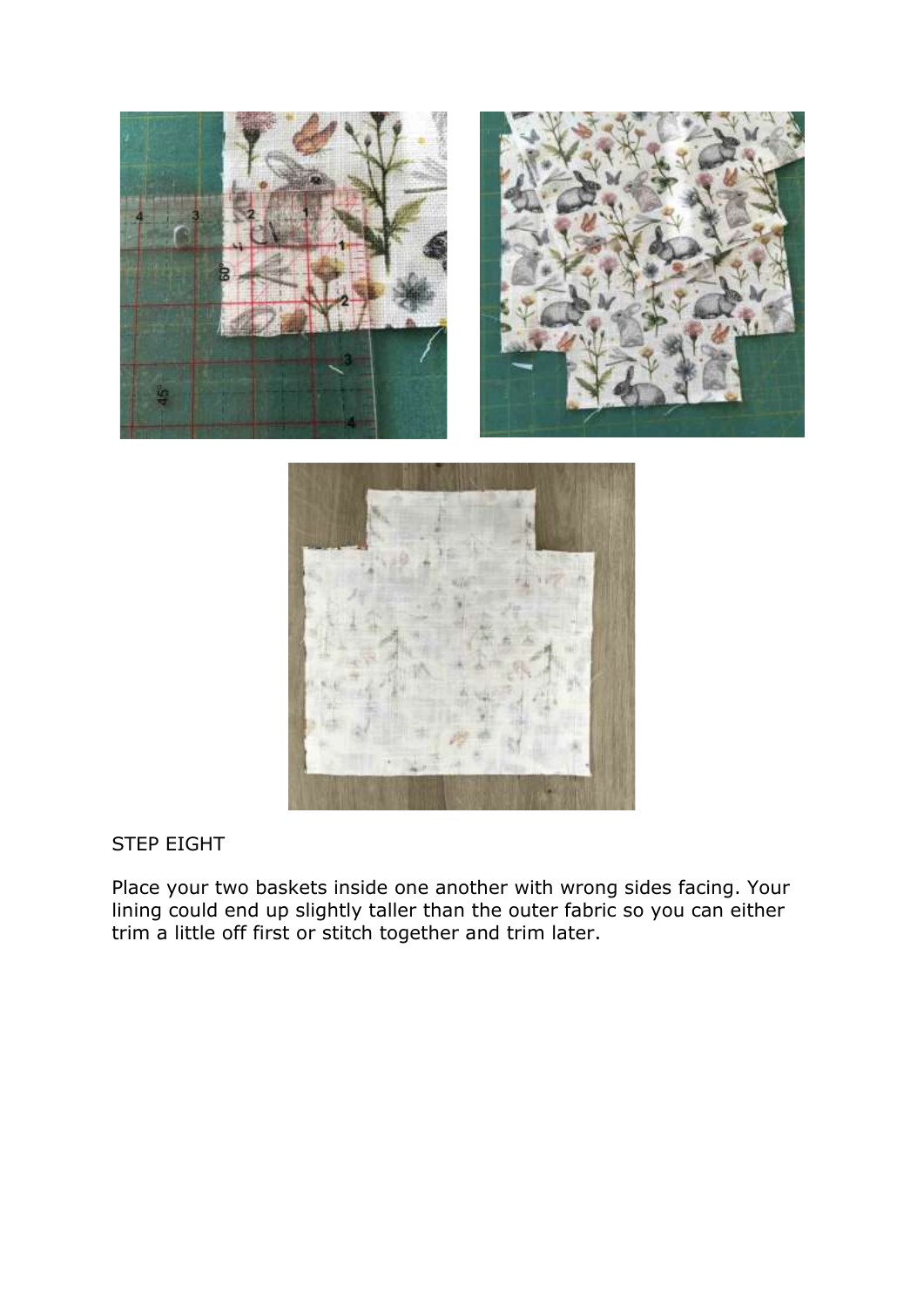STEP EIGHT

Place your two baskets inside one another with wrong sides facing. Your lining could end up slightly taller than the outer fabric so you can either trim a little off first or stitch together and trim later.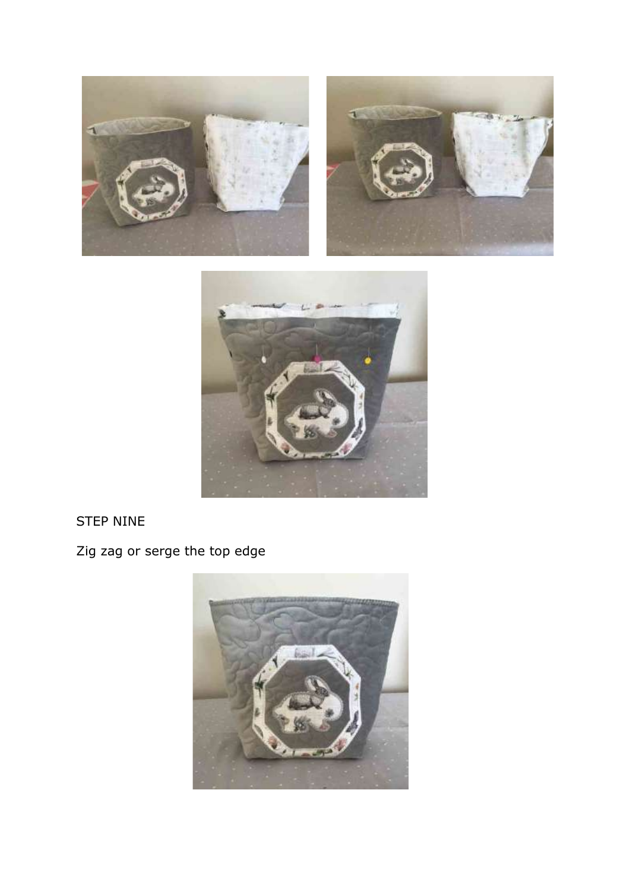STEP NINE

Zig zag or serge the top edge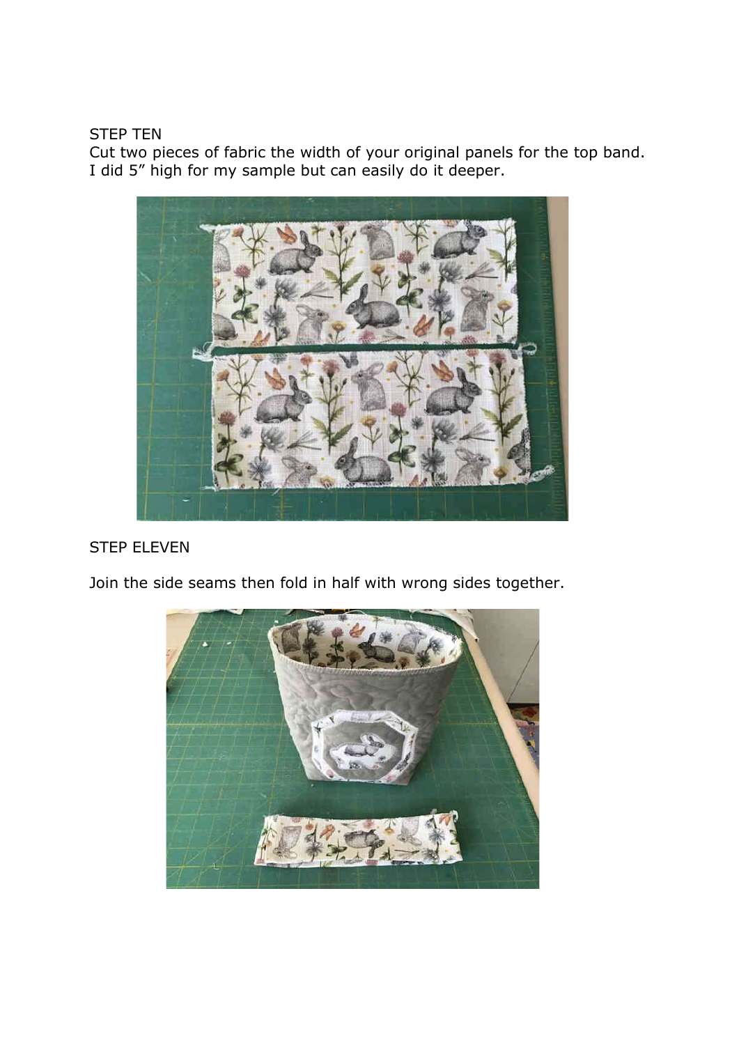STEP TEN

Cut two pieces of fabric the width of your original panels for the top band. I did 5” high for my sample but can easily do it deeper.

STEP ELEVEN

Join the side seams then fold in half with wrong sides together.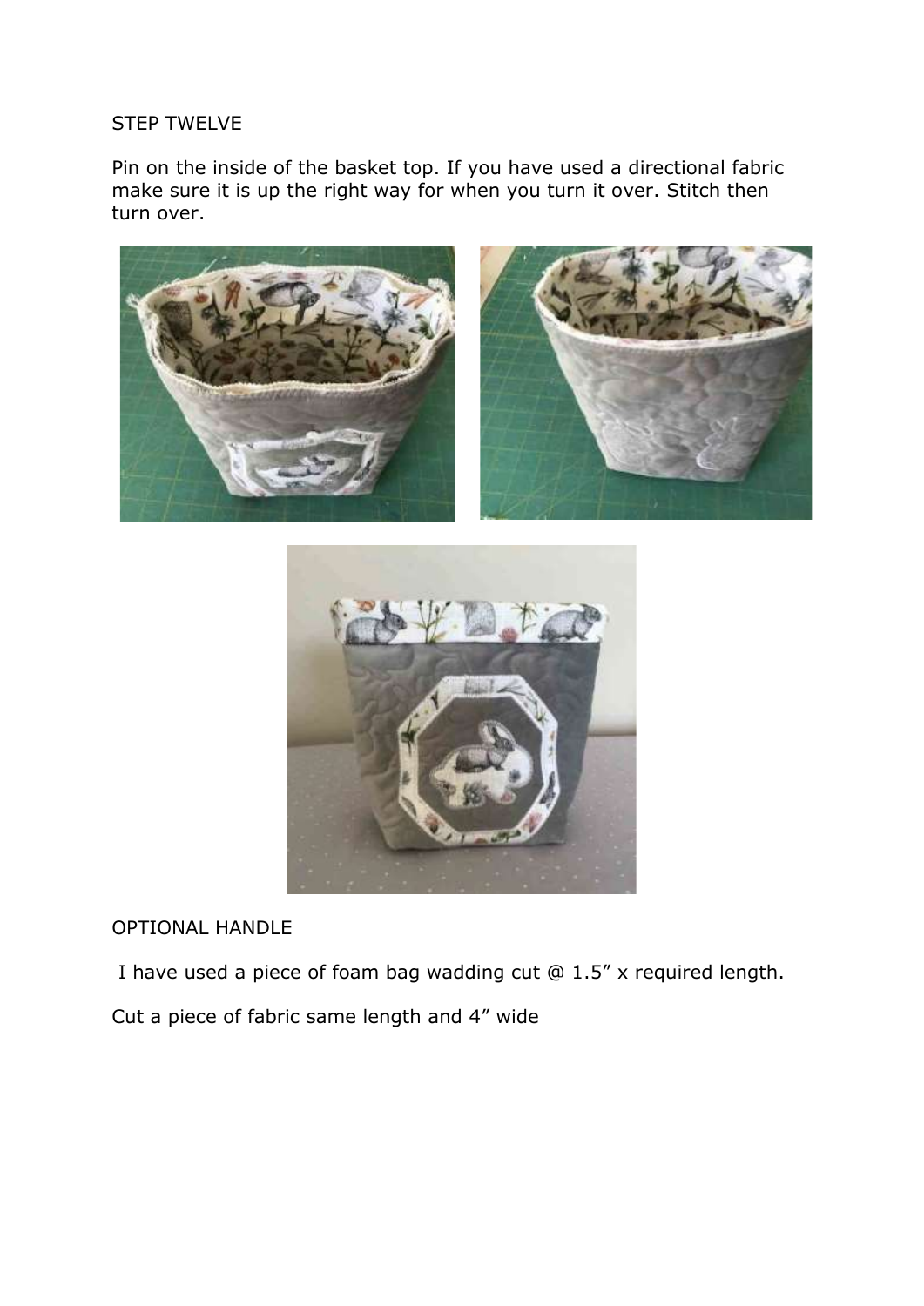STEP TWELVE

Pin on the inside of the basket top. If you have used a directional fabric make sure it is up the right way for when you turn it over. Stitch then turn over.

OPTIONAL HANDLE

I have used a piece of foam bag wadding cut @ 1.5” x required length.

Cut a piece of fabric same length and 4” wide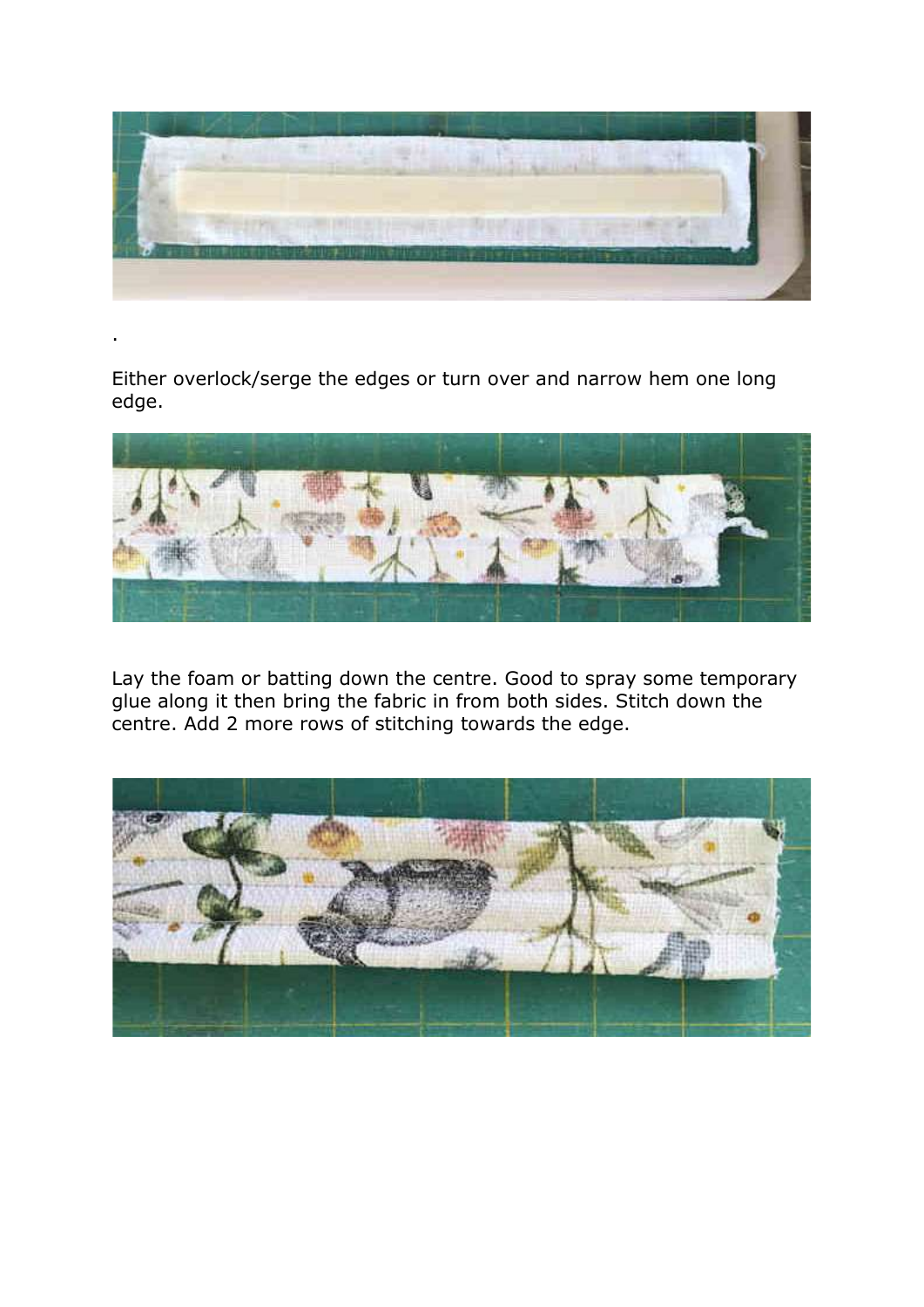.

Either overlock/serge the edges or turn over and narrow hem one long edge.

Lay the foam or batting down the centre. Good to spray some temporary glue along it then bring the fabric in from both sides. Stitch down the centre. Add 2 more rows of stitching towards the edge.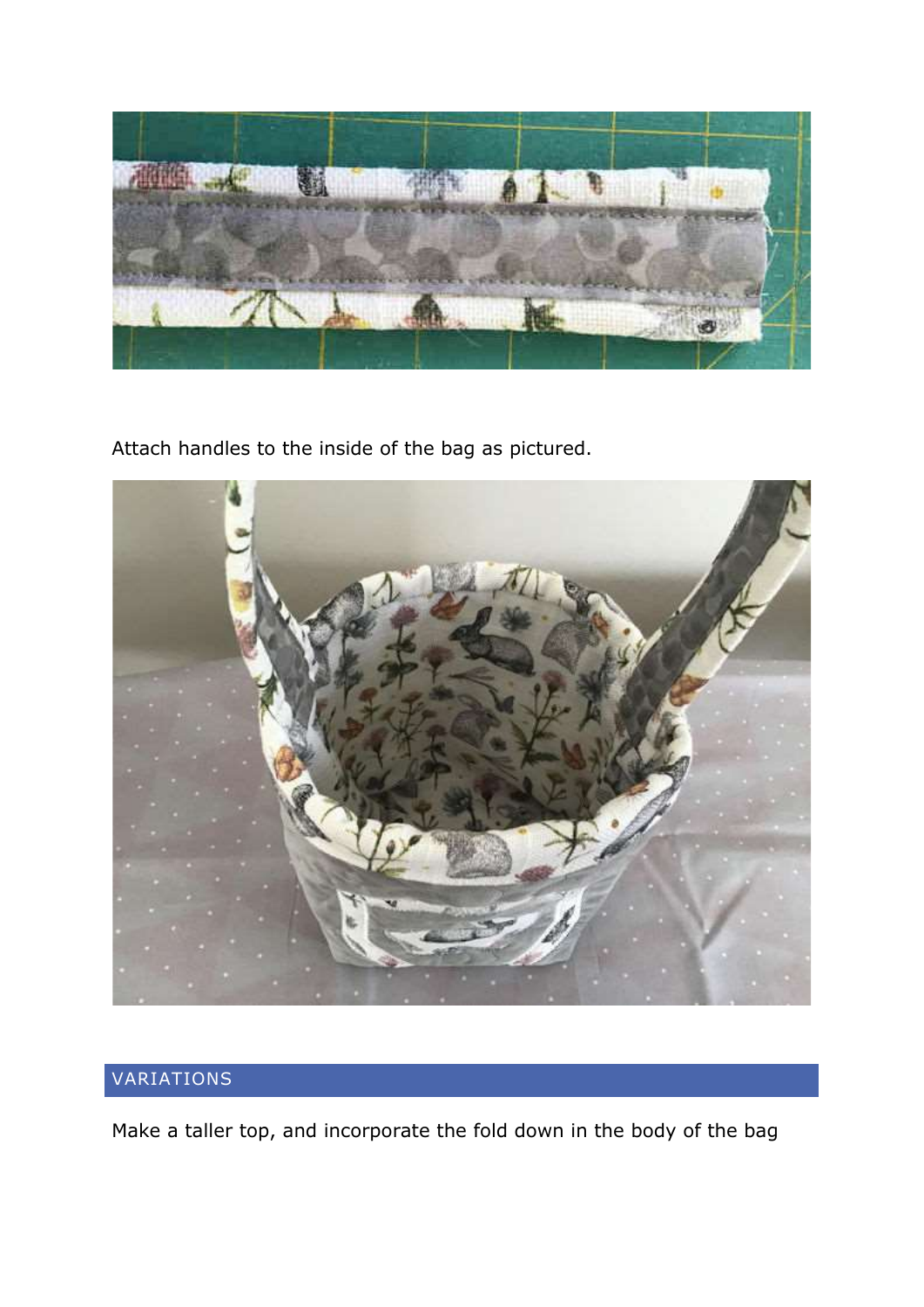Attach handles to the inside of the bag as pictured.

## VARIATIONS

Make a taller top, and incorporate the fold down in the body of the bag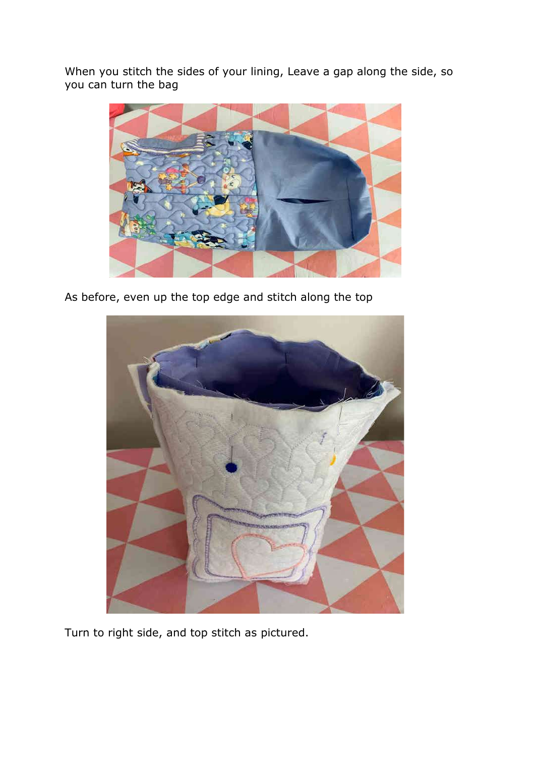When you stitch the sides of your lining, Leave a gap along the side, so you can turn the bag

As before, even up the top edge and stitch along the top

Turn to right side, and top stitch as pictured.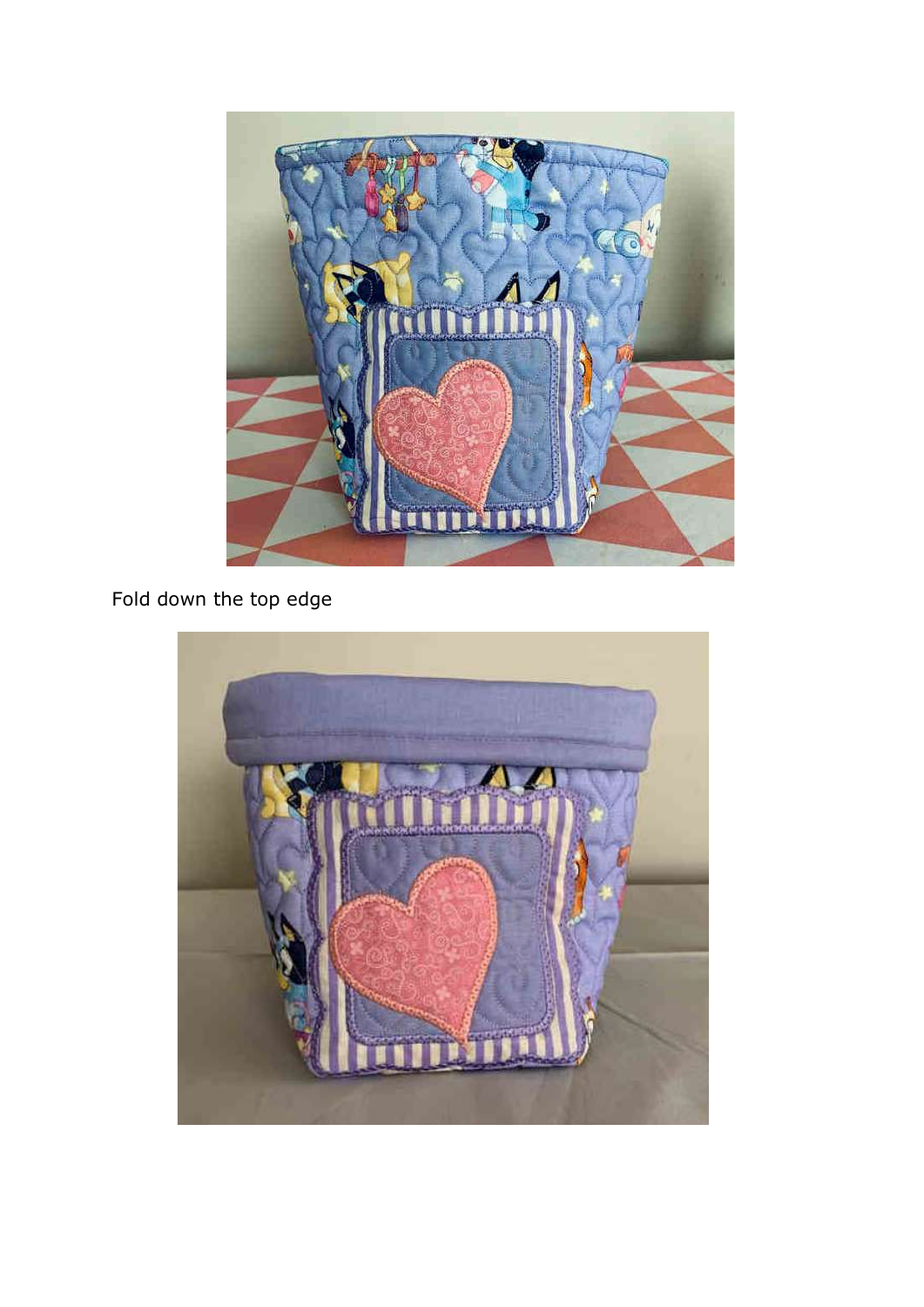Fold down the top edge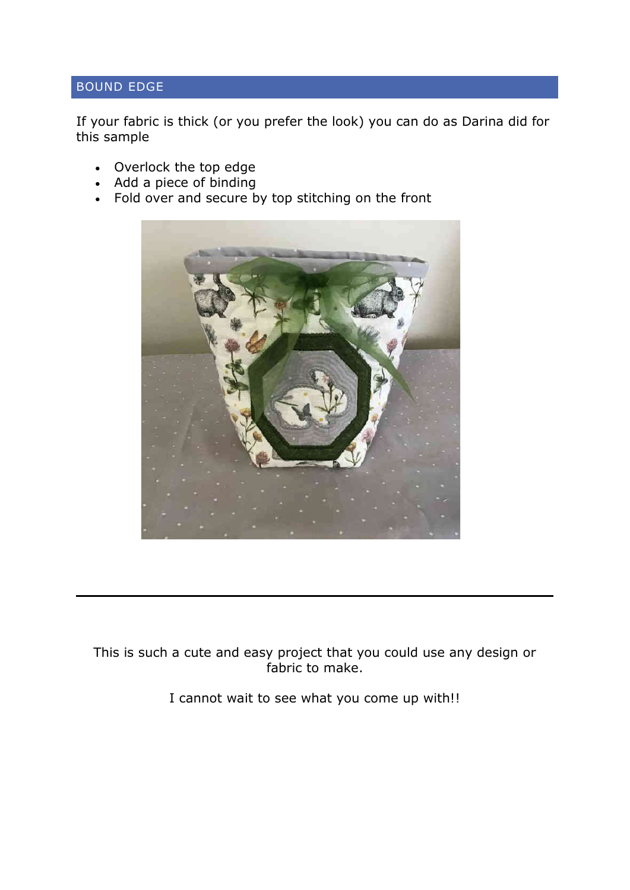## BOUND EDGE

If your fabric is thick (or you prefer the look) you can do as Darina did for this sample

- Overlock the top edge
- Add a piece of binding
- Fold over and secure by top stitching on the front

---

This is such a cute and easy project that you could use any design or fabric to make.

I cannot wait to see what you come up with!!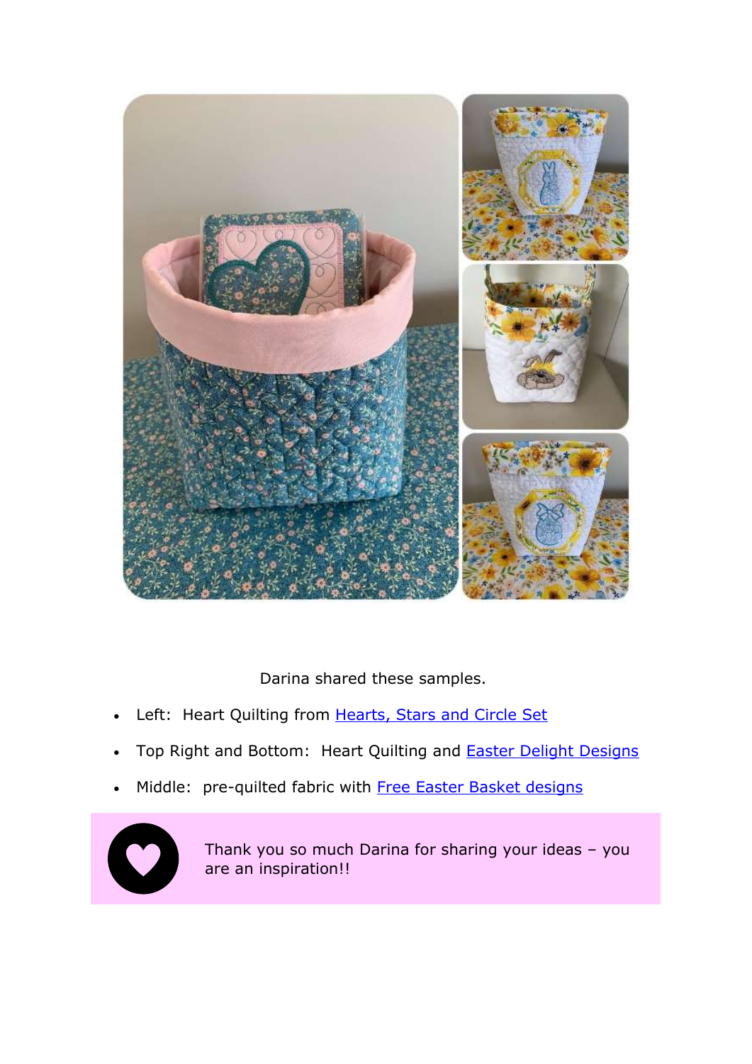Darina shared these samples.

- Left: Heart Quilting from [Hearts, Stars and Circle Set]
- Top Right and Bottom: Heart Quilting and [Easter Delight Designs]
- Middle: pre-quilted fabric with [Free Easter Basket designs]

Thank you so much Darina for sharing your ideas – you are an inspiration!!